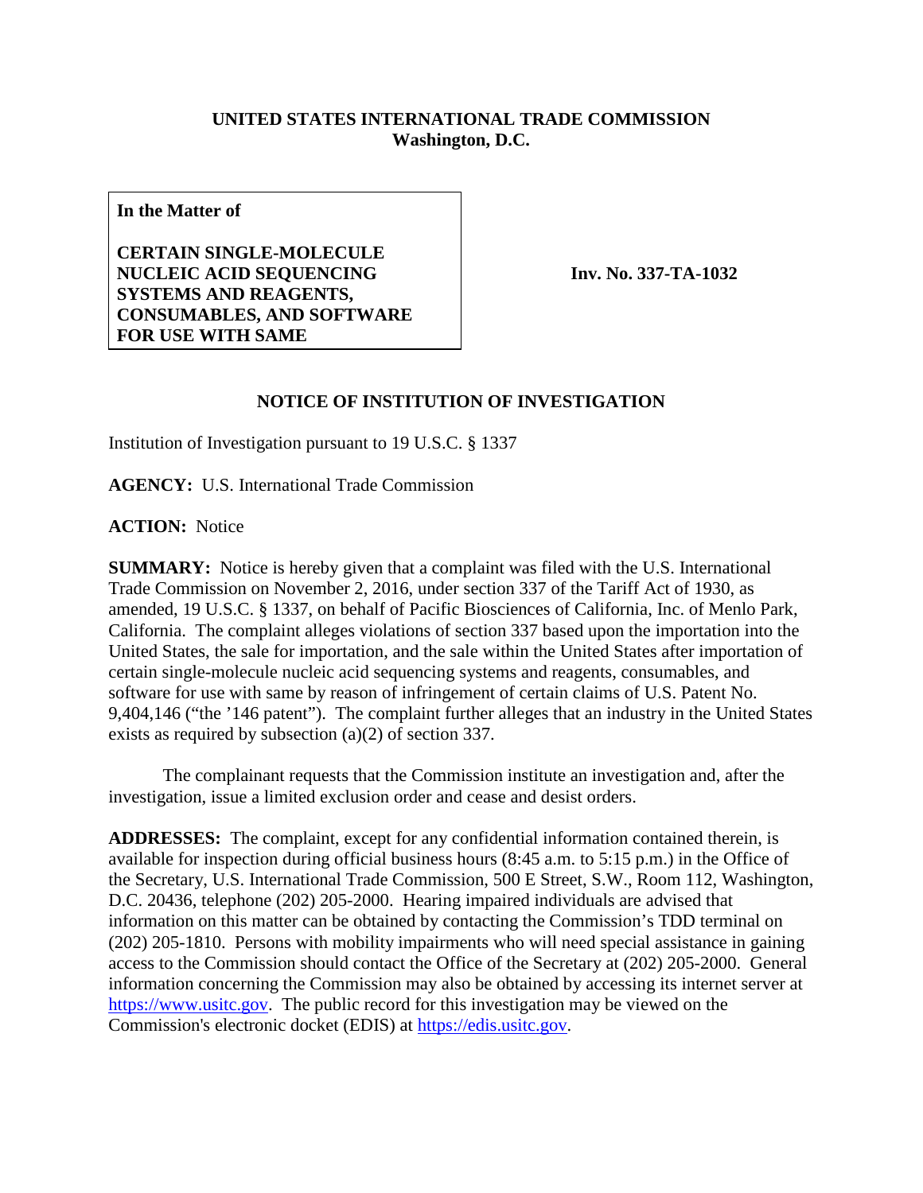**UNITED STATES INTERNATIONAL TRADE COMMISSION**
**Washington, D.C.**

**In the Matter of**

**CERTAIN SINGLE-MOLECULE NUCLEIC ACID SEQUENCING SYSTEMS AND REAGENTS, CONSUMABLES, AND SOFTWARE FOR USE WITH SAME**

**Inv. No. 337-TA-1032**

**NOTICE OF INSTITUTION OF INVESTIGATION**

Institution of Investigation pursuant to 19 U.S.C. § 1337

**AGENCY:** U.S. International Trade Commission

**ACTION:** Notice

**SUMMARY:** Notice is hereby given that a complaint was filed with the U.S. International Trade Commission on November 2, 2016, under section 337 of the Tariff Act of 1930, as amended, 19 U.S.C. § 1337, on behalf of Pacific Biosciences of California, Inc. of Menlo Park, California. The complaint alleges violations of section 337 based upon the importation into the United States, the sale for importation, and the sale within the United States after importation of certain single-molecule nucleic acid sequencing systems and reagents, consumables, and software for use with same by reason of infringement of certain claims of U.S. Patent No. 9,404,146 ("the '146 patent"). The complaint further alleges that an industry in the United States exists as required by subsection (a)(2) of section 337.

The complainant requests that the Commission institute an investigation and, after the investigation, issue a limited exclusion order and cease and desist orders.

**ADDRESSES:** The complaint, except for any confidential information contained therein, is available for inspection during official business hours (8:45 a.m. to 5:15 p.m.) in the Office of the Secretary, U.S. International Trade Commission, 500 E Street, S.W., Room 112, Washington, D.C. 20436, telephone (202) 205-2000. Hearing impaired individuals are advised that information on this matter can be obtained by contacting the Commission's TDD terminal on (202) 205-1810. Persons with mobility impairments who will need special assistance in gaining access to the Commission should contact the Office of the Secretary at (202) 205-2000. General information concerning the Commission may also be obtained by accessing its internet server at https://www.usitc.gov. The public record for this investigation may be viewed on the Commission's electronic docket (EDIS) at https://edis.usitc.gov.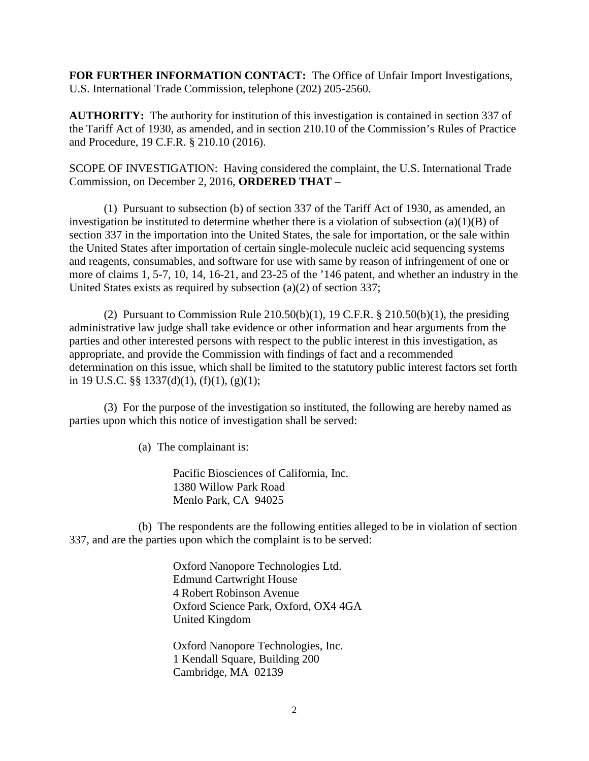**FOR FURTHER INFORMATION CONTACT:** The Office of Unfair Import Investigations, U.S. International Trade Commission, telephone (202) 205-2560.

**AUTHORITY:** The authority for institution of this investigation is contained in section 337 of the Tariff Act of 1930, as amended, and in section 210.10 of the Commission's Rules of Practice and Procedure, 19 C.F.R. § 210.10 (2016).

SCOPE OF INVESTIGATION: Having considered the complaint, the U.S. International Trade Commission, on December 2, 2016, **ORDERED THAT** –

(1) Pursuant to subsection (b) of section 337 of the Tariff Act of 1930, as amended, an investigation be instituted to determine whether there is a violation of subsection (a)(1)(B) of section 337 in the importation into the United States, the sale for importation, or the sale within the United States after importation of certain single-molecule nucleic acid sequencing systems and reagents, consumables, and software for use with same by reason of infringement of one or more of claims 1, 5-7, 10, 14, 16-21, and 23-25 of the '146 patent, and whether an industry in the United States exists as required by subsection (a)(2) of section 337;

(2) Pursuant to Commission Rule 210.50(b)(1), 19 C.F.R. § 210.50(b)(1), the presiding administrative law judge shall take evidence or other information and hear arguments from the parties and other interested persons with respect to the public interest in this investigation, as appropriate, and provide the Commission with findings of fact and a recommended determination on this issue, which shall be limited to the statutory public interest factors set forth in 19 U.S.C. §§ 1337(d)(1), (f)(1), (g)(1);

(3) For the purpose of the investigation so instituted, the following are hereby named as parties upon which this notice of investigation shall be served:

(a) The complainant is:

Pacific Biosciences of California, Inc.
1380 Willow Park Road
Menlo Park, CA 94025

(b) The respondents are the following entities alleged to be in violation of section 337, and are the parties upon which the complaint is to be served:

Oxford Nanopore Technologies Ltd.
Edmund Cartwright House
4 Robert Robinson Avenue
Oxford Science Park, Oxford, OX4 4GA
United Kingdom

Oxford Nanopore Technologies, Inc.
1 Kendall Square, Building 200
Cambridge, MA 02139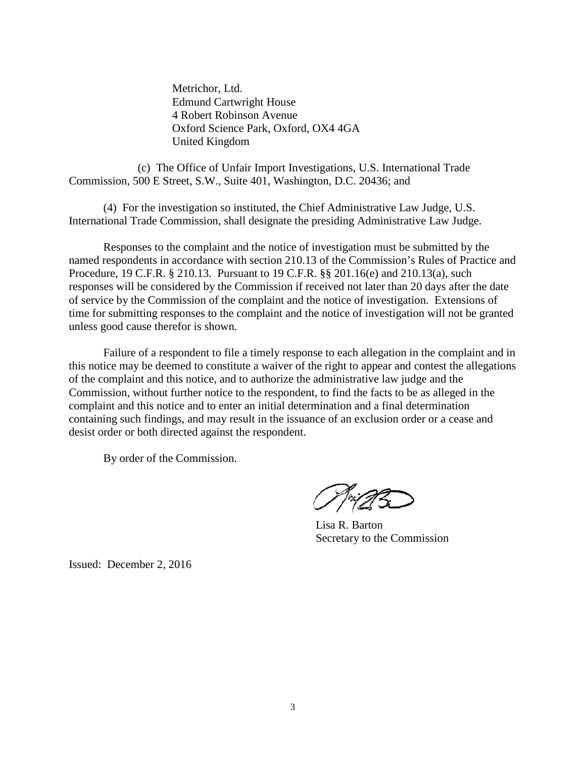Metrichor, Ltd.
Edmund Cartwright House
4 Robert Robinson Avenue
Oxford Science Park, Oxford, OX4 4GA
United Kingdom

(c) The Office of Unfair Import Investigations, U.S. International Trade Commission, 500 E Street, S.W., Suite 401, Washington, D.C. 20436; and

(4) For the investigation so instituted, the Chief Administrative Law Judge, U.S. International Trade Commission, shall designate the presiding Administrative Law Judge.

Responses to the complaint and the notice of investigation must be submitted by the named respondents in accordance with section 210.13 of the Commission's Rules of Practice and Procedure, 19 C.F.R. § 210.13. Pursuant to 19 C.F.R. §§ 201.16(e) and 210.13(a), such responses will be considered by the Commission if received not later than 20 days after the date of service by the Commission of the complaint and the notice of investigation. Extensions of time for submitting responses to the complaint and the notice of investigation will not be granted unless good cause therefor is shown.

Failure of a respondent to file a timely response to each allegation in the complaint and in this notice may be deemed to constitute a waiver of the right to appear and contest the allegations of the complaint and this notice, and to authorize the administrative law judge and the Commission, without further notice to the respondent, to find the facts to be as alleged in the complaint and this notice and to enter an initial determination and a final determination containing such findings, and may result in the issuance of an exclusion order or a cease and desist order or both directed against the respondent.

By order of the Commission.

Lisa R. Barton
Secretary to the Commission

Issued: December 2, 2016